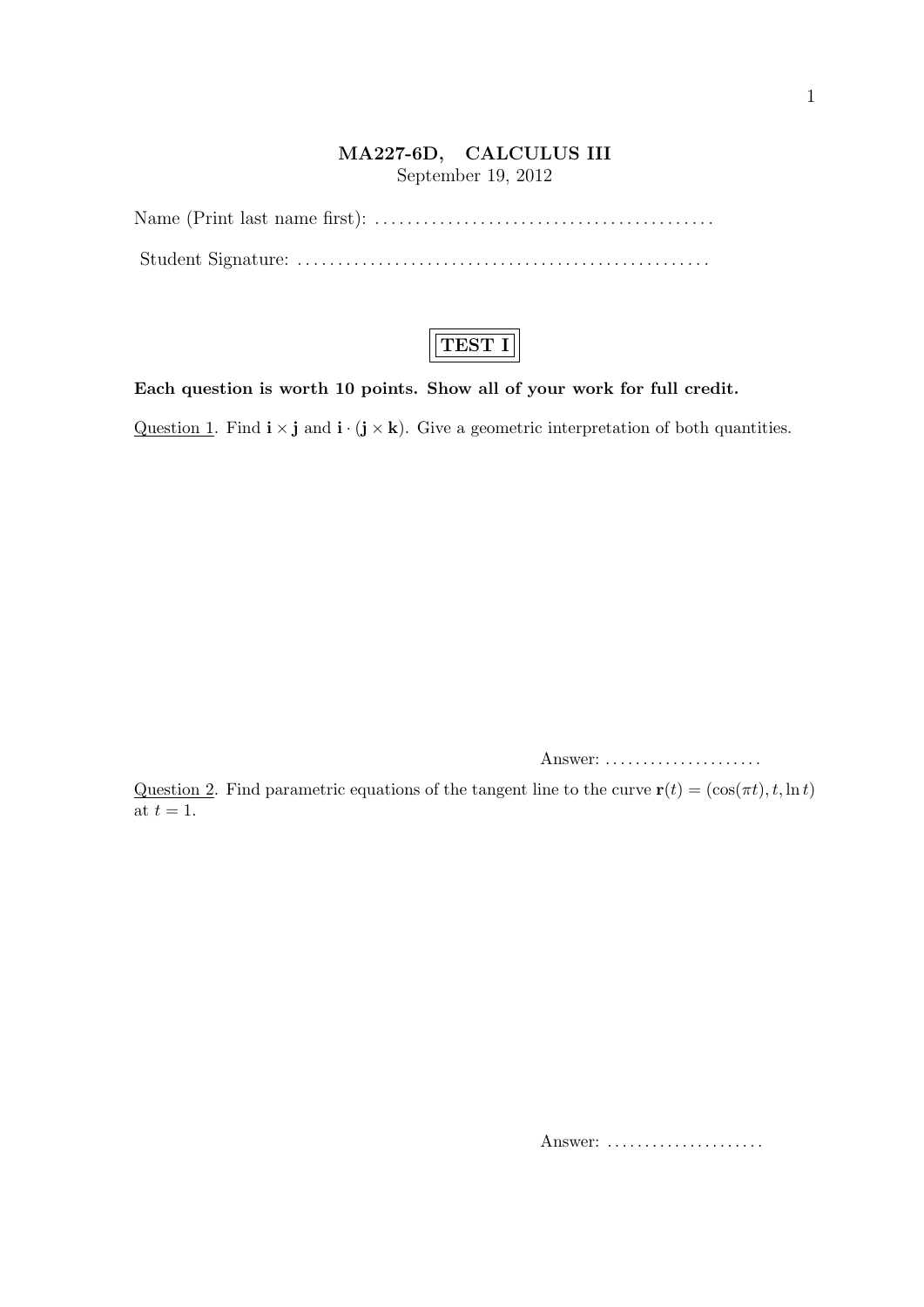**MA227-6D, CALCULUS III**

September 19, 2012

Name (Print last name first): ..........................................

Student Signature: ..................................................

**TEST I**

**Each question is worth 10 points. Show all of your work for full credit.**

Question 1. Find $\mathbf{i} \times \mathbf{j}$ and $\mathbf{i} \cdot (\mathbf{j} \times \mathbf{k})$. Give a geometric interpretation of both quantities.

Answer: .....................

Question 2. Find parametric equations of the tangent line to the curve $\mathbf{r}(t) = (\cos(\pi t), t, \ln t)$ at $t = 1$.

Answer: .....................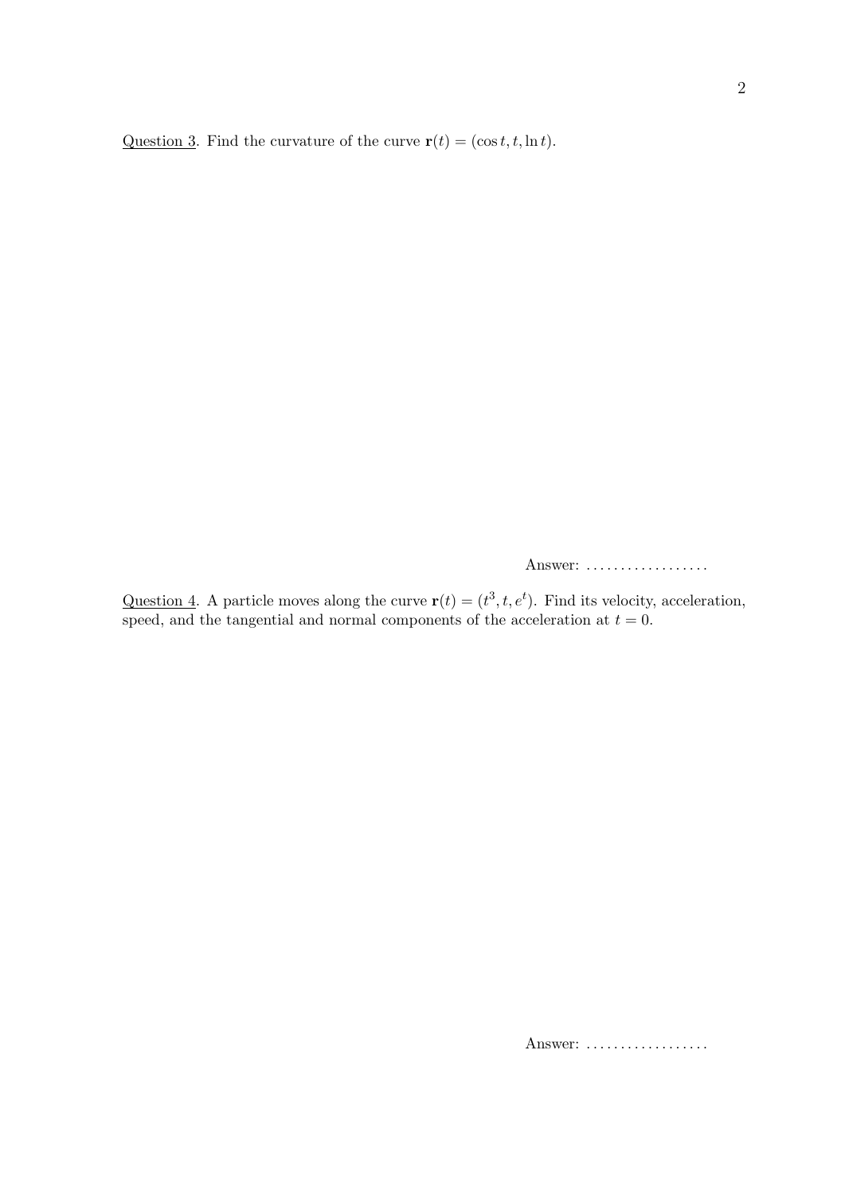<u>Question 3</u>. Find the curvature of the curve $\mathbf{r}(t) = (\cos t, t, \ln t)$.

Answer: ..................

<u>Question 4</u>. A particle moves along the curve $\mathbf{r}(t) = (t^3, t, e^t)$. Find its velocity, acceleration, speed, and the tangential and normal components of the acceleration at $t = 0$.

Answer: ..................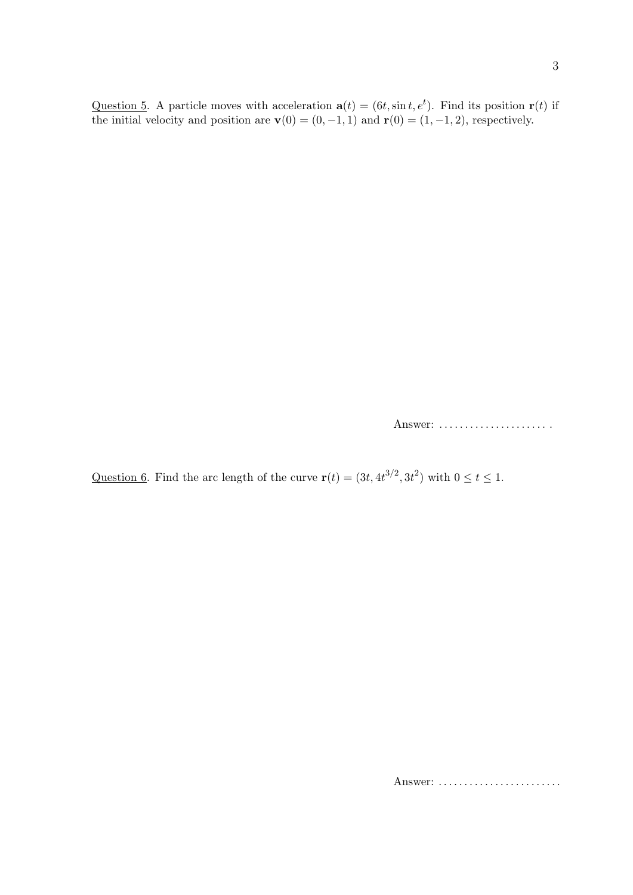<u>Question 5</u>. A particle moves with acceleration $\mathbf{a}(t) = (6t, \sin t, e^t)$. Find its position $\mathbf{r}(t)$ if the initial velocity and position are $\mathbf{v}(0) = (0, -1, 1)$ and $\mathbf{r}(0) = (1, -1, 2)$, respectively.

Answer: ...................... .

<u>Question 6</u>. Find the arc length of the curve $\mathbf{r}(t) = (3t, 4t^{3/2}, 3t^2)$ with $0 \leq t \leq 1$.

Answer: ........................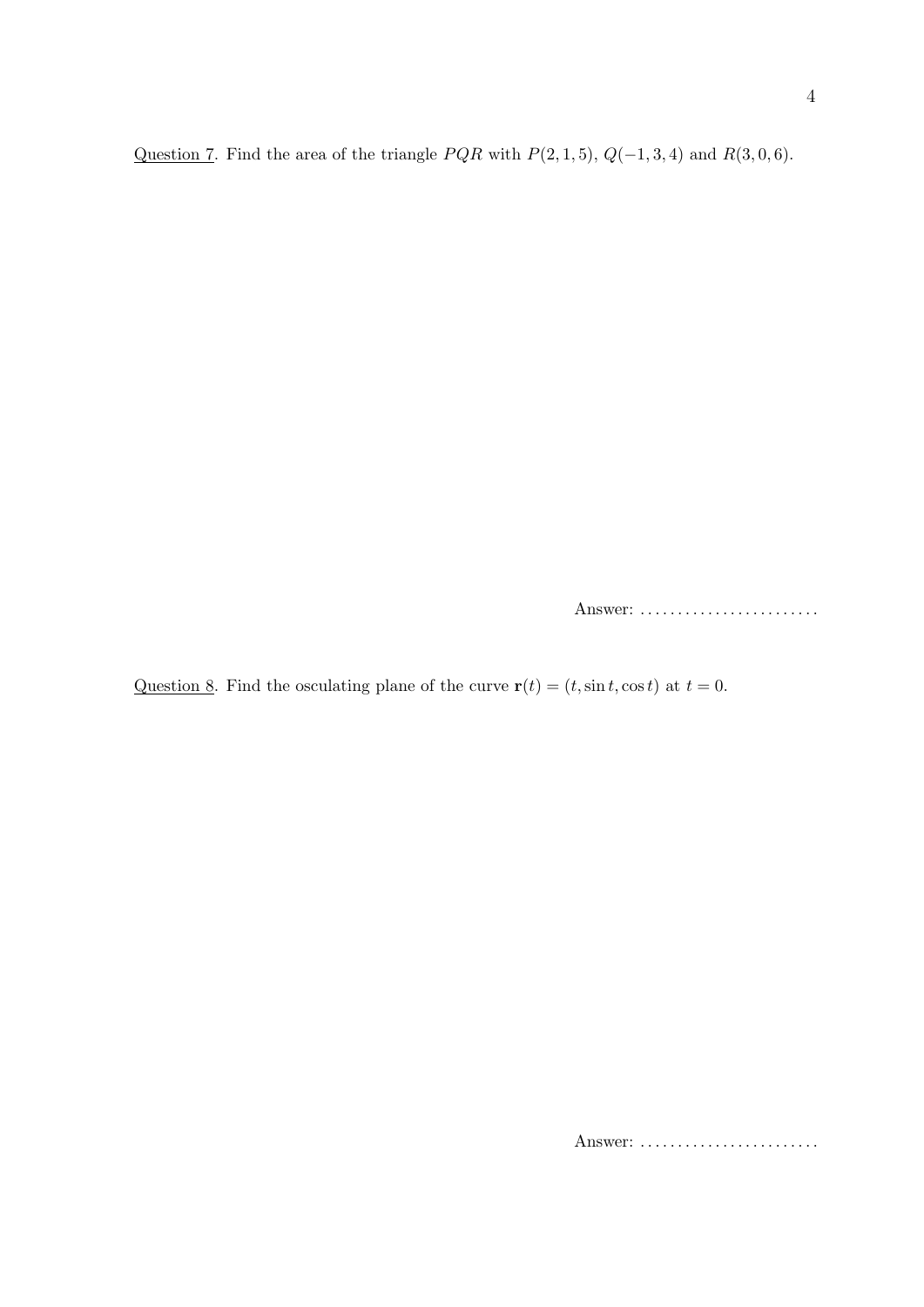<u>Question 7</u>. Find the area of the triangle $PQR$ with $P(2, 1, 5)$, $Q(-1, 3, 4)$ and $R(3, 0, 6)$.

Answer: ........................

<u>Question 8</u>. Find the osculating plane of the curve $\mathbf{r}(t) = (t, \sin t, \cos t)$ at $t = 0$.

Answer: ........................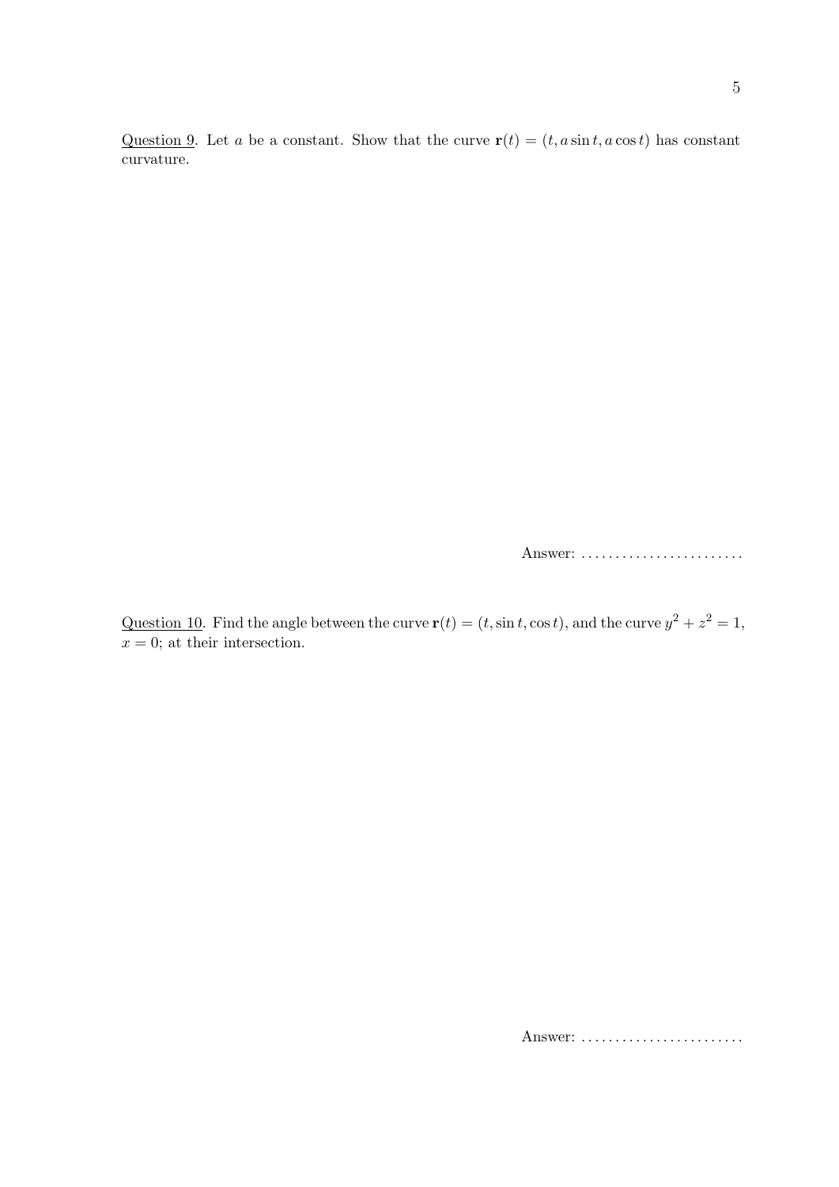<u>Question 9</u>. Let $a$ be a constant. Show that the curve $\mathbf{r}(t) = (t, a \sin t, a \cos t)$ has constant curvature.

Answer: ........................

<u>Question 10</u>. Find the angle between the curve $\mathbf{r}(t) = (t, \sin t, \cos t)$, and the curve $y^2 + z^2 = 1$, $x = 0$; at their intersection.

Answer: ........................